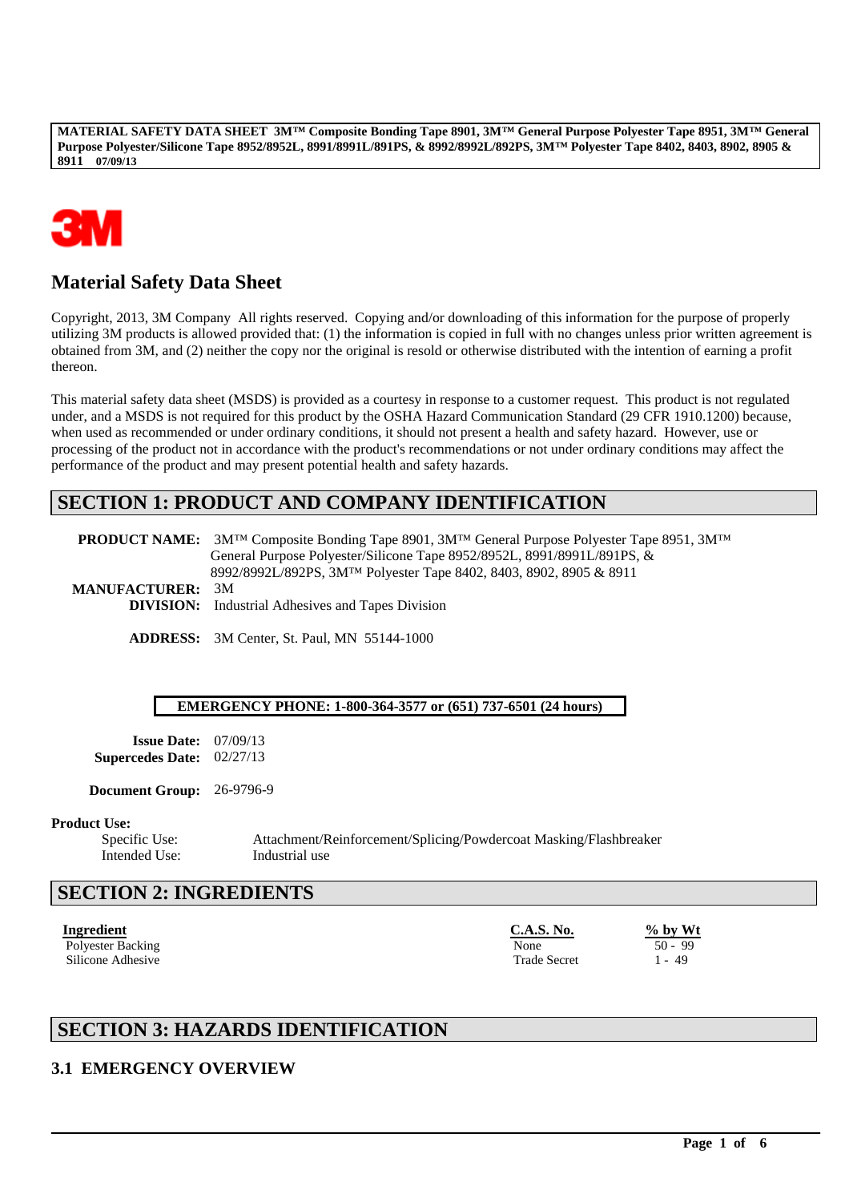# Material Safety Data Sheet

Copyright, 2013, 3M Company All rights reserved. Copying and/or downloading of this information for the purpose of properly utilizing 3M products is allowed provided that: (1) the information is copied in full with no changes unless prior written agreement is obtained from 3M, and (2) neither the copy nor the original is resold or otherwise distributed with the intention of earning a profit thereon.

This material safety data sheet (MSDS) is provided as a courtesy in response to a customer request. This product is not regulated under, and a MSDS is not required for this product by the OSHA Hazard Communication Standard (29 CFR 1910.1200) because, when used as recommended or under ordinary conditions, it should not present a health and safety hazard. However, use or processing of the product not in accordance with the product's recommendations or not under ordinary conditions may affect the performance of the product and may present potential health and safety hazards.

## SECTION 1: PRODUCT AND COMPANY IDENTIFICATION

**PRODUCT NAME:** 3M™ Composite Bonding Tape 8901, 3M™ General Purpose Polyester Tape 8951, 3M™ General Purpose Polyester/Silicone Tape 8952/8952L, 8991/8991L/891PS, & 8992/8992L/892PS, 3M™ Polyester Tape 8402, 8403, 8902, 8905 & 8911

**MANUFACTURER:** 3M

**DIVISION:** Industrial Adhesives and Tapes Division

**ADDRESS:** 3M Center, St. Paul, MN 55144-1000

**EMERGENCY PHONE: 1-800-364-3577 or (651) 737-6501 (24 hours)**

**Issue Date:** 07/09/13

**Supersedes Date:** 02/27/13

**Document Group:** 26-9796-9

**Product Use:**

Specific Use: Attachment/Reinforcement/Splicing/Powdercoat Masking/Flashbreaker

Intended Use: Industrial use

## SECTION 2: INGREDIENTS

| Ingredient | C.A.S. No. | % by Wt |
|---|---|---|
| Polyester Backing | None | 50 - 99 |
| Silicone Adhesive | Trade Secret | 1 - 49 |

## SECTION 3: HAZARDS IDENTIFICATION

### 3.1 EMERGENCY OVERVIEW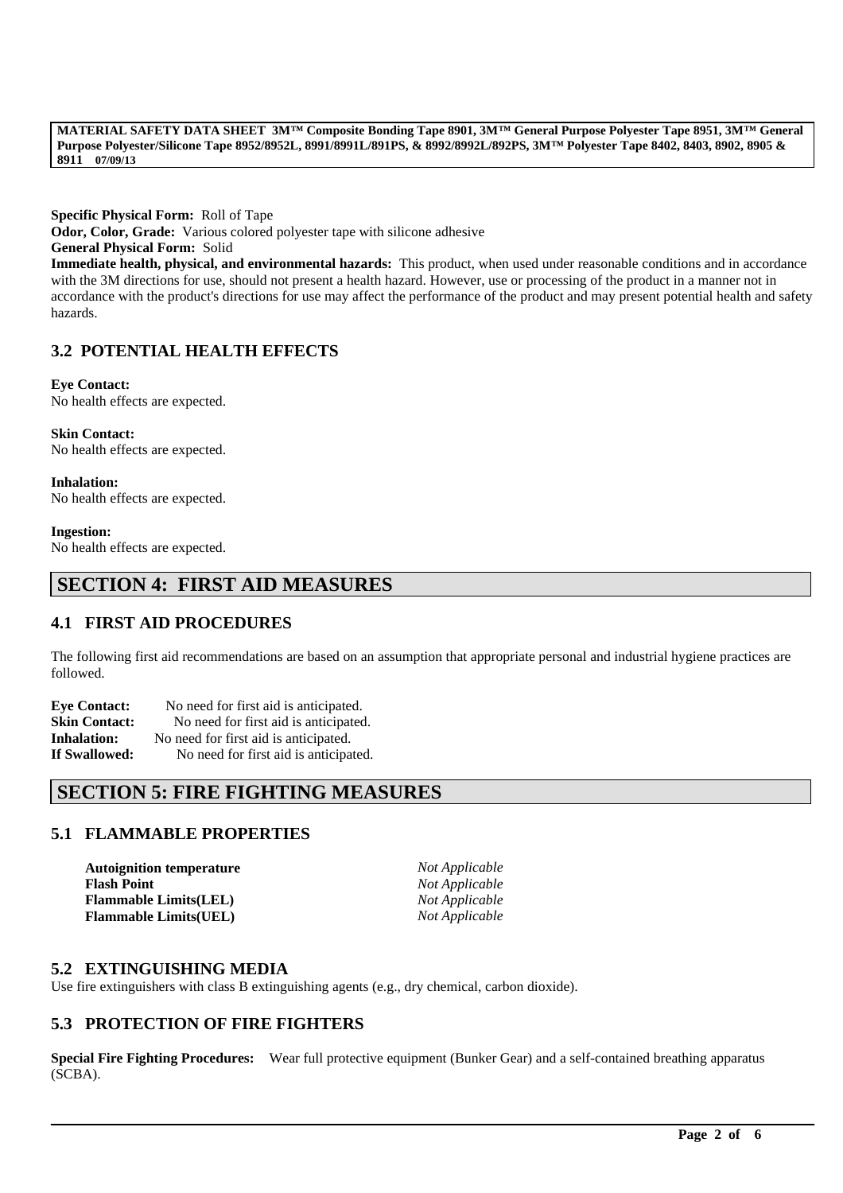**Specific Physical Form:** Roll of Tape
**Odor, Color, Grade:** Various colored polyester tape with silicone adhesive
**General Physical Form:** Solid
**Immediate health, physical, and environmental hazards:** This product, when used under reasonable conditions and in accordance with the 3M directions for use, should not present a health hazard. However, use or processing of the product in a manner not in accordance with the product's directions for use may affect the performance of the product and may present potential health and safety hazards.

## 3.2 POTENTIAL HEALTH EFFECTS

**Eye Contact:**
No health effects are expected.

**Skin Contact:**
No health effects are expected.

**Inhalation:**
No health effects are expected.

**Ingestion:**
No health effects are expected.

# SECTION 4: FIRST AID MEASURES

## 4.1 FIRST AID PROCEDURES

The following first aid recommendations are based on an assumption that appropriate personal and industrial hygiene practices are followed.

**Eye Contact:** No need for first aid is anticipated.
**Skin Contact:** No need for first aid is anticipated.
**Inhalation:** No need for first aid is anticipated.
**If Swallowed:** No need for first aid is anticipated.

# SECTION 5: FIRE FIGHTING MEASURES

## 5.1 FLAMMABLE PROPERTIES

| | |
|---|---|
| **Autoignition temperature** | *Not Applicable* |
| **Flash Point** | *Not Applicable* |
| **Flammable Limits(LEL)** | *Not Applicable* |
| **Flammable Limits(UEL)** | *Not Applicable* |

## 5.2 EXTINGUISHING MEDIA

Use fire extinguishers with class B extinguishing agents (e.g., dry chemical, carbon dioxide).

## 5.3 PROTECTION OF FIRE FIGHTERS

**Special Fire Fighting Procedures:** Wear full protective equipment (Bunker Gear) and a self-contained breathing apparatus (SCBA).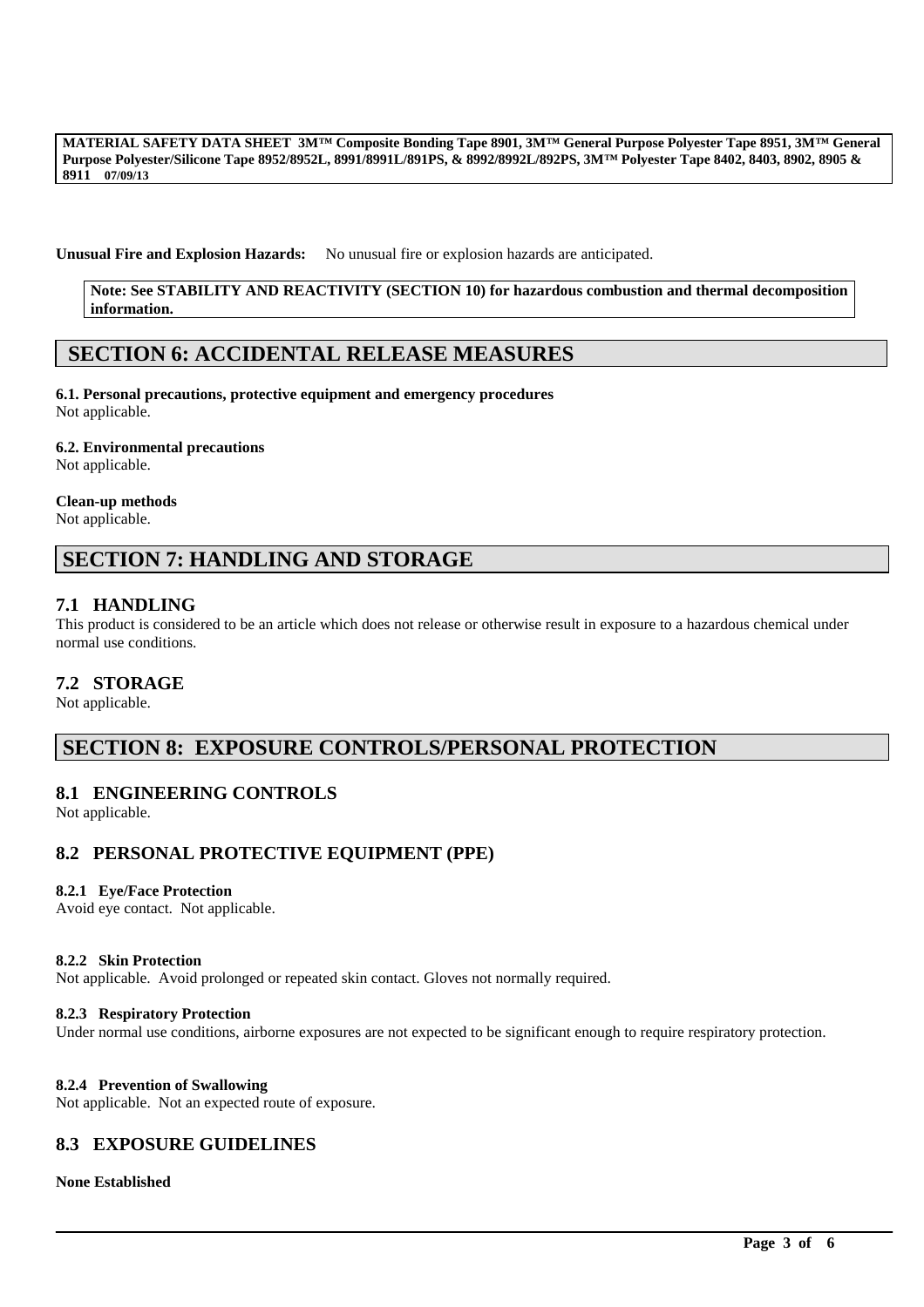**Unusual Fire and Explosion Hazards:** No unusual fire or explosion hazards are anticipated.

**Note: See STABILITY AND REACTIVITY (SECTION 10) for hazardous combustion and thermal decomposition information.**

## SECTION 6: ACCIDENTAL RELEASE MEASURES

**6.1. Personal precautions, protective equipment and emergency procedures**
Not applicable.

**6.2. Environmental precautions**
Not applicable.

**Clean-up methods**
Not applicable.

## SECTION 7: HANDLING AND STORAGE

### 7.1 HANDLING

This product is considered to be an article which does not release or otherwise result in exposure to a hazardous chemical under normal use conditions.

### 7.2 STORAGE

Not applicable.

## SECTION 8: EXPOSURE CONTROLS/PERSONAL PROTECTION

### 8.1 ENGINEERING CONTROLS

Not applicable.

### 8.2 PERSONAL PROTECTIVE EQUIPMENT (PPE)

**8.2.1 Eye/Face Protection**
Avoid eye contact. Not applicable.

**8.2.2 Skin Protection**
Not applicable. Avoid prolonged or repeated skin contact. Gloves not normally required.

**8.2.3 Respiratory Protection**
Under normal use conditions, airborne exposures are not expected to be significant enough to require respiratory protection.

**8.2.4 Prevention of Swallowing**
Not applicable. Not an expected route of exposure.

### 8.3 EXPOSURE GUIDELINES

**None Established**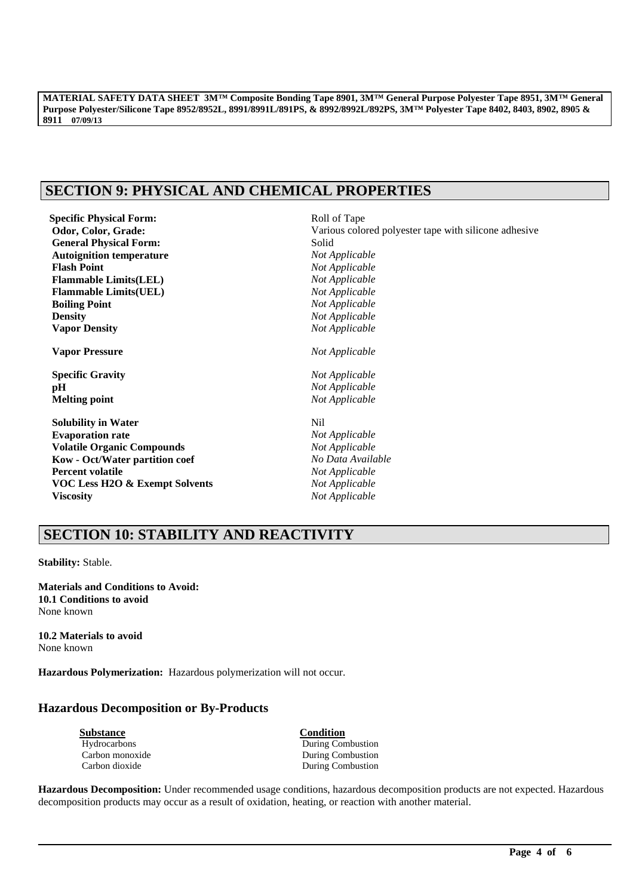## SECTION 9: PHYSICAL AND CHEMICAL PROPERTIES

| | |
|---|---|
| **Specific Physical Form:** | Roll of Tape |
| **Odor, Color, Grade:** | Various colored polyester tape with silicone adhesive |
| **General Physical Form:** | Solid |
| **Autoignition temperature** | *Not Applicable* |
| **Flash Point** | *Not Applicable* |
| **Flammable Limits(LEL)** | *Not Applicable* |
| **Flammable Limits(UEL)** | *Not Applicable* |
| **Boiling Point** | *Not Applicable* |
| **Density** | *Not Applicable* |
| **Vapor Density** | *Not Applicable* |
| **Vapor Pressure** | *Not Applicable* |
| **Specific Gravity** | *Not Applicable* |
| **pH** | *Not Applicable* |
| **Melting point** | *Not Applicable* |
| **Solubility in Water** | Nil |
| **Evaporation rate** | *Not Applicable* |
| **Volatile Organic Compounds** | *Not Applicable* |
| **Kow - Oct/Water partition coef** | *No Data Available* |
| **Percent volatile** | *Not Applicable* |
| **VOC Less H2O & Exempt Solvents** | *Not Applicable* |
| **Viscosity** | *Not Applicable* |

## SECTION 10: STABILITY AND REACTIVITY

**Stability:** Stable.

**Materials and Conditions to Avoid:**
**10.1 Conditions to avoid**
None known

**10.2 Materials to avoid**
None known

**Hazardous Polymerization:** Hazardous polymerization will not occur.

### Hazardous Decomposition or By-Products

| Substance | Condition |
|---|---|
| Hydrocarbons | During Combustion |
| Carbon monoxide | During Combustion |
| Carbon dioxide | During Combustion |

**Hazardous Decomposition:** Under recommended usage conditions, hazardous decomposition products are not expected. Hazardous decomposition products may occur as a result of oxidation, heating, or reaction with another material.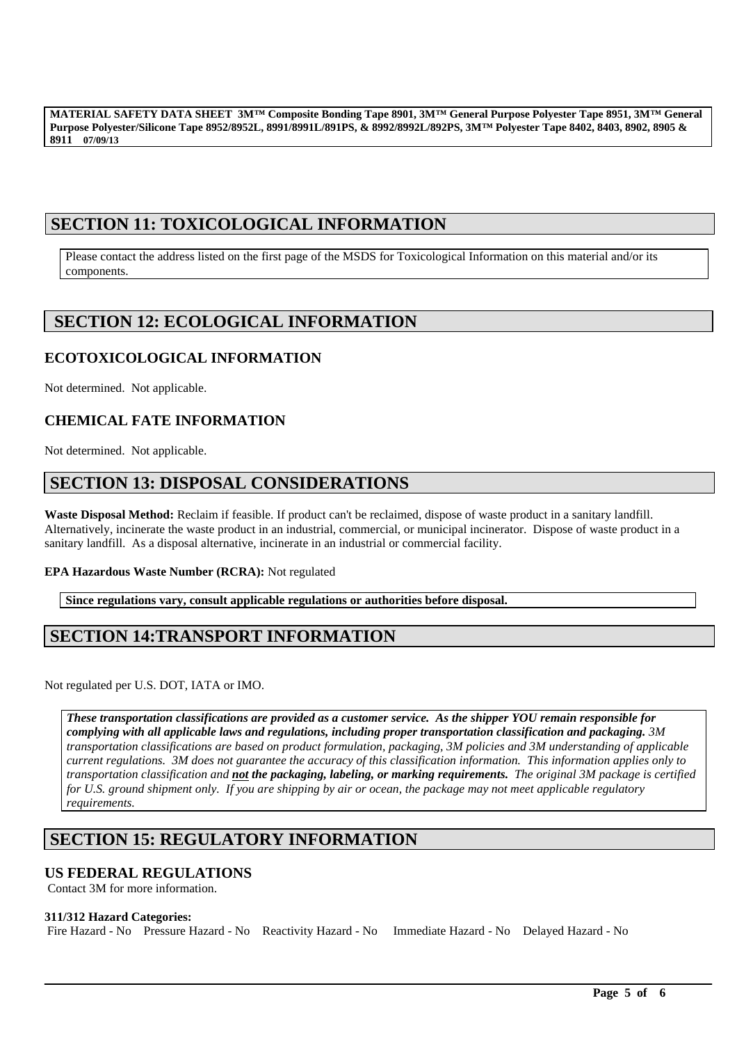## SECTION 11: TOXICOLOGICAL INFORMATION

Please contact the address listed on the first page of the MSDS for Toxicological Information on this material and/or its components.

## SECTION 12: ECOLOGICAL INFORMATION

### ECOTOXICOLOGICAL INFORMATION

Not determined. Not applicable.

### CHEMICAL FATE INFORMATION

Not determined. Not applicable.

## SECTION 13: DISPOSAL CONSIDERATIONS

**Waste Disposal Method:** Reclaim if feasible. If product can't be reclaimed, dispose of waste product in a sanitary landfill. Alternatively, incinerate the waste product in an industrial, commercial, or municipal incinerator. Dispose of waste product in a sanitary landfill. As a disposal alternative, incinerate in an industrial or commercial facility.

**EPA Hazardous Waste Number (RCRA):** Not regulated

**Since regulations vary, consult applicable regulations or authorities before disposal.**

## SECTION 14:TRANSPORT INFORMATION

Not regulated per U.S. DOT, IATA or IMO.

***These transportation classifications are provided as a customer service. As the shipper YOU remain responsible for complying with all applicable laws and regulations, including proper transportation classification and packaging.*** *3M transportation classifications are based on product formulation, packaging, 3M policies and 3M understanding of applicable current regulations. 3M does not guarantee the accuracy of this classification information. This information applies only to transportation classification and* ***not the packaging, labeling, or marking requirements.*** *The original 3M package is certified for U.S. ground shipment only. If you are shipping by air or ocean, the package may not meet applicable regulatory requirements.*

## SECTION 15: REGULATORY INFORMATION

### US FEDERAL REGULATIONS

Contact 3M for more information.

**311/312 Hazard Categories:**

Fire Hazard - No  Pressure Hazard - No  Reactivity Hazard - No  Immediate Hazard - No  Delayed Hazard - No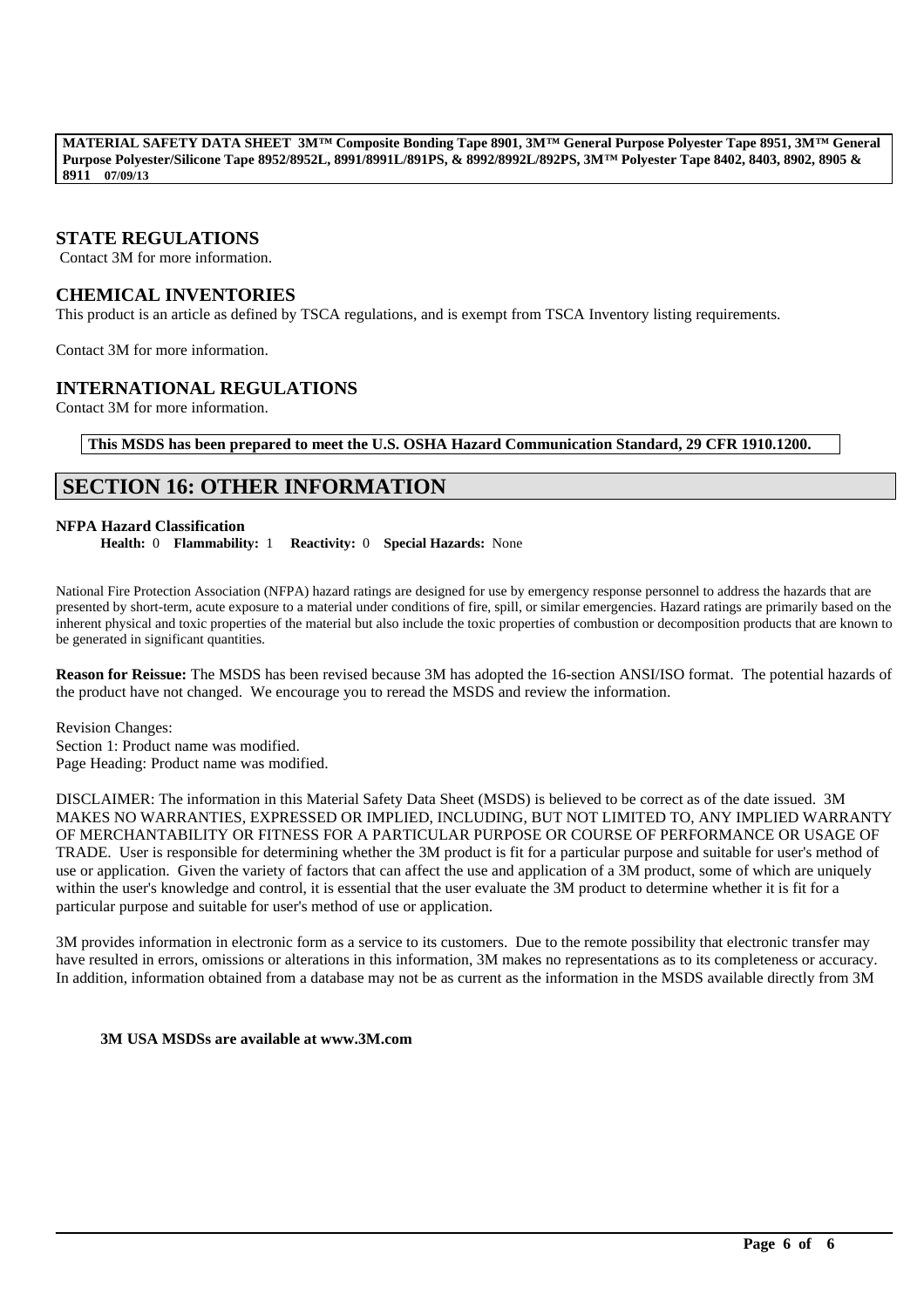## STATE REGULATIONS

Contact 3M for more information.

## CHEMICAL INVENTORIES

This product is an article as defined by TSCA regulations, and is exempt from TSCA Inventory listing requirements.

Contact 3M for more information.

## INTERNATIONAL REGULATIONS

Contact 3M for more information.

**This MSDS has been prepared to meet the U.S. OSHA Hazard Communication Standard, 29 CFR 1910.1200.**

# SECTION 16: OTHER INFORMATION

**NFPA Hazard Classification**

**Health:** 0 **Flammability:** 1 **Reactivity:** 0 **Special Hazards:** None

National Fire Protection Association (NFPA) hazard ratings are designed for use by emergency response personnel to address the hazards that are presented by short-term, acute exposure to a material under conditions of fire, spill, or similar emergencies. Hazard ratings are primarily based on the inherent physical and toxic properties of the material but also include the toxic properties of combustion or decomposition products that are known to be generated in significant quantities.

**Reason for Reissue:** The MSDS has been revised because 3M has adopted the 16-section ANSI/ISO format. The potential hazards of the product have not changed. We encourage you to reread the MSDS and review the information.

Revision Changes:
Section 1: Product name was modified.
Page Heading: Product name was modified.

DISCLAIMER: The information in this Material Safety Data Sheet (MSDS) is believed to be correct as of the date issued. 3M MAKES NO WARRANTIES, EXPRESSED OR IMPLIED, INCLUDING, BUT NOT LIMITED TO, ANY IMPLIED WARRANTY OF MERCHANTABILITY OR FITNESS FOR A PARTICULAR PURPOSE OR COURSE OF PERFORMANCE OR USAGE OF TRADE. User is responsible for determining whether the 3M product is fit for a particular purpose and suitable for user's method of use or application. Given the variety of factors that can affect the use and application of a 3M product, some of which are uniquely within the user's knowledge and control, it is essential that the user evaluate the 3M product to determine whether it is fit for a particular purpose and suitable for user's method of use or application.

3M provides information in electronic form as a service to its customers. Due to the remote possibility that electronic transfer may have resulted in errors, omissions or alterations in this information, 3M makes no representations as to its completeness or accuracy. In addition, information obtained from a database may not be as current as the information in the MSDS available directly from 3M

**3M USA MSDSs are available at www.3M.com**